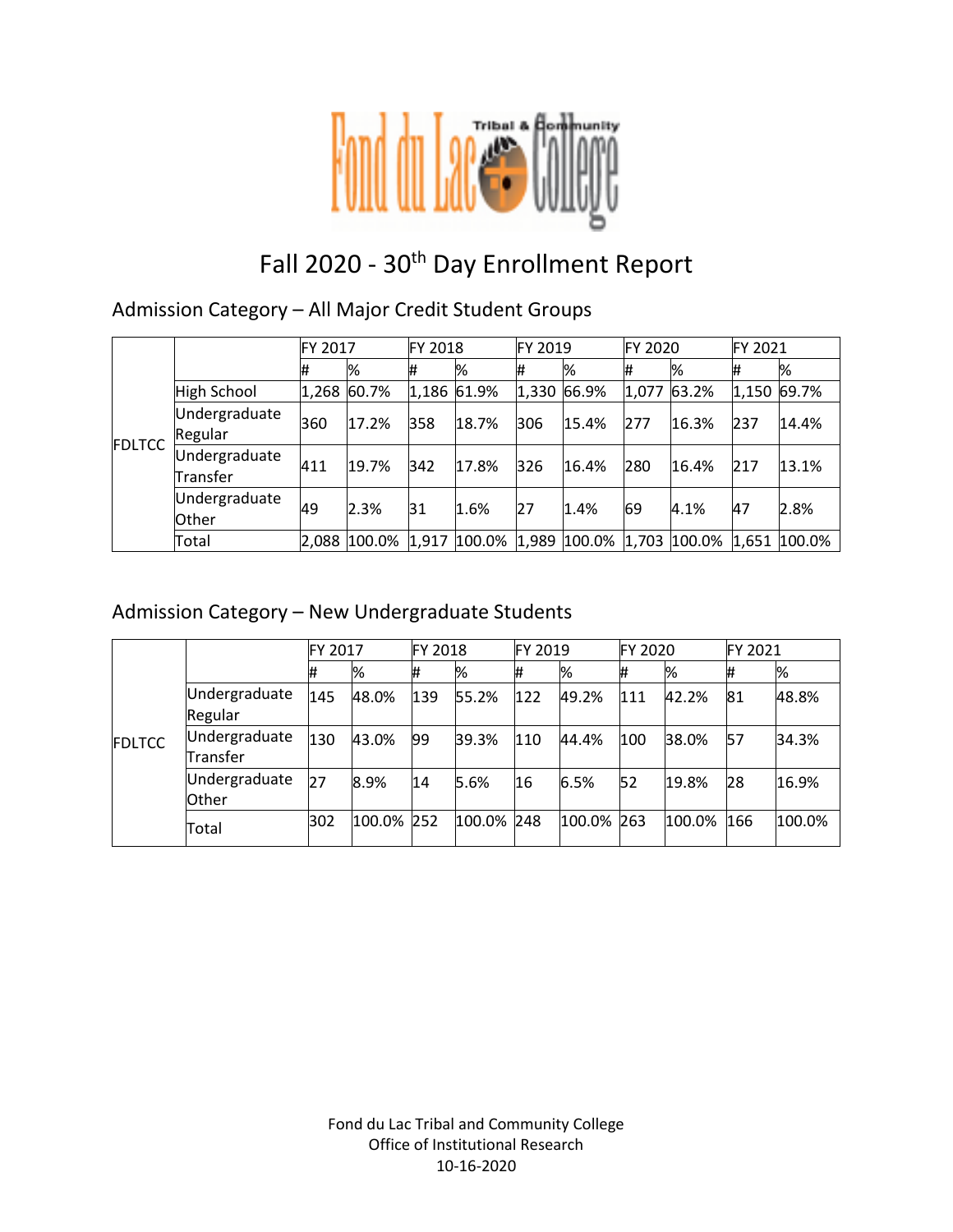# Fall 2020 - 30th Day Enrollment Report

## Admission Category – All Major Credit Student Groups

| | | FY 2017 | | FY 2018 | | FY 2019 | | FY 2020 | | FY 2021 | |
|---|---|---|---|---|---|---|---|---|---|---|---|
| | | # | % | # | % | # | % | # | % | # | % |
| FDLTCC | High School | 1,268 | 60.7% | 1,186 | 61.9% | 1,330 | 66.9% | 1,077 | 63.2% | 1,150 | 69.7% |
| | Undergraduate Regular | 360 | 17.2% | 358 | 18.7% | 306 | 15.4% | 277 | 16.3% | 237 | 14.4% |
| | Undergraduate Transfer | 411 | 19.7% | 342 | 17.8% | 326 | 16.4% | 280 | 16.4% | 217 | 13.1% |
| | Undergraduate Other | 49 | 2.3% | 31 | 1.6% | 27 | 1.4% | 69 | 4.1% | 47 | 2.8% |
| | Total | 2,088 | 100.0% | 1,917 | 100.0% | 1,989 | 100.0% | 1,703 | 100.0% | 1,651 | 100.0% |

## Admission Category – New Undergraduate Students

| | | FY 2017 | | FY 2018 | | FY 2019 | | FY 2020 | | FY 2021 | |
|---|---|---|---|---|---|---|---|---|---|---|---|
| | | # | % | # | % | # | % | # | % | # | % |
| FDLTCC | Undergraduate Regular | 145 | 48.0% | 139 | 55.2% | 122 | 49.2% | 111 | 42.2% | 81 | 48.8% |
| | Undergraduate Transfer | 130 | 43.0% | 99 | 39.3% | 110 | 44.4% | 100 | 38.0% | 57 | 34.3% |
| | Undergraduate Other | 27 | 8.9% | 14 | 5.6% | 16 | 6.5% | 52 | 19.8% | 28 | 16.9% |
| | Total | 302 | 100.0% | 252 | 100.0% | 248 | 100.0% | 263 | 100.0% | 166 | 100.0% |

Fond du Lac Tribal and Community College
Office of Institutional Research
10-16-2020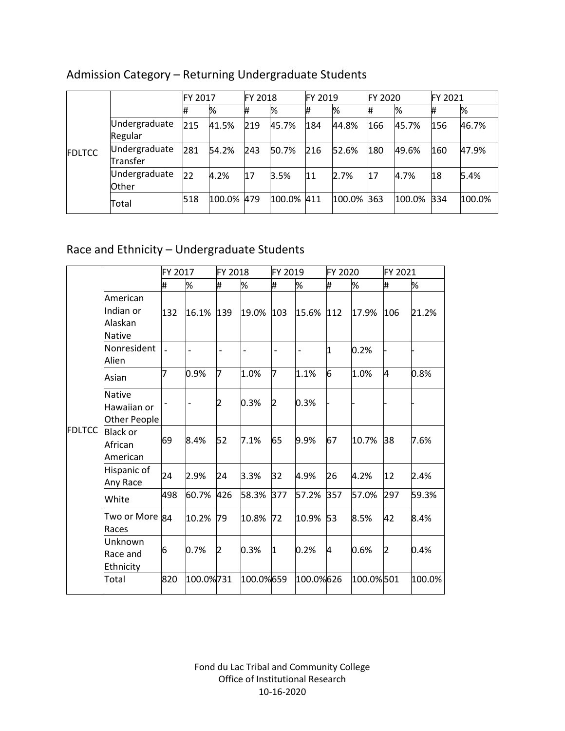## Admission Category – Returning Undergraduate Students

| | | FY 2017 | | FY 2018 | | FY 2019 | | FY 2020 | | FY 2021 | |
|---|---|---|---|---|---|---|---|---|---|---|---|
| | | # | % | # | % | # | % | # | % | # | % |
| FDLTCC | Undergraduate Regular | 215 | 41.5% | 219 | 45.7% | 184 | 44.8% | 166 | 45.7% | 156 | 46.7% |
| | Undergraduate Transfer | 281 | 54.2% | 243 | 50.7% | 216 | 52.6% | 180 | 49.6% | 160 | 47.9% |
| | Undergraduate Other | 22 | 4.2% | 17 | 3.5% | 11 | 2.7% | 17 | 4.7% | 18 | 5.4% |
| | Total | 518 | 100.0% | 479 | 100.0% | 411 | 100.0% | 363 | 100.0% | 334 | 100.0% |

## Race and Ethnicity – Undergraduate Students

| | | FY 2017 | | FY 2018 | | FY 2019 | | FY 2020 | | FY 2021 | |
|---|---|---|---|---|---|---|---|---|---|---|---|
| | | # | % | # | % | # | % | # | % | # | % |
| FDLTCC | American Indian or Alaskan Native | 132 | 16.1% | 139 | 19.0% | 103 | 15.6% | 112 | 17.9% | 106 | 21.2% |
| | Nonresident Alien | - | - | - | - | - | - | 1 | 0.2% | - | - |
| | Asian | 7 | 0.9% | 7 | 1.0% | 7 | 1.1% | 6 | 1.0% | 4 | 0.8% |
| | Native Hawaiian or Other People | - | - | 2 | 0.3% | 2 | 0.3% | - | - | - | - |
| | Black or African American | 69 | 8.4% | 52 | 7.1% | 65 | 9.9% | 67 | 10.7% | 38 | 7.6% |
| | Hispanic of Any Race | 24 | 2.9% | 24 | 3.3% | 32 | 4.9% | 26 | 4.2% | 12 | 2.4% |
| | White | 498 | 60.7% | 426 | 58.3% | 377 | 57.2% | 357 | 57.0% | 297 | 59.3% |
| | Two or More Races | 84 | 10.2% | 79 | 10.8% | 72 | 10.9% | 53 | 8.5% | 42 | 8.4% |
| | Unknown Race and Ethnicity | 6 | 0.7% | 2 | 0.3% | 1 | 0.2% | 4 | 0.6% | 2 | 0.4% |
| | Total | 820 | 100.0% | 731 | 100.0% | 659 | 100.0% | 626 | 100.0% | 501 | 100.0% |

Fond du Lac Tribal and Community College
Office of Institutional Research
10-16-2020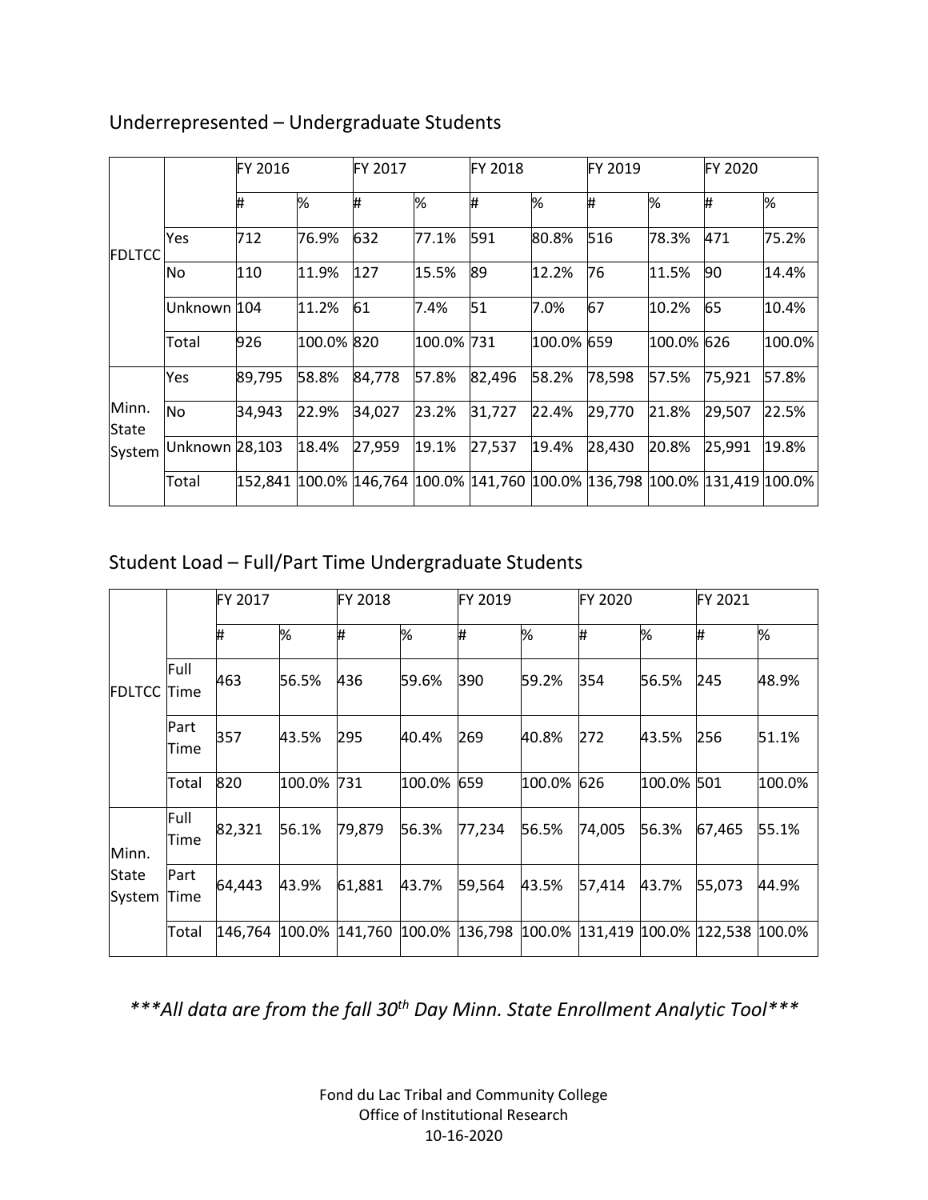## Underrepresented – Undergraduate Students

| | | FY 2016 | | FY 2017 | | FY 2018 | | FY 2019 | | FY 2020 | |
|---|---|---|---|---|---|---|---|---|---|---|---|
| | | # | % | # | % | # | % | # | % | # | % |
| FDLTCC | Yes | 712 | 76.9% | 632 | 77.1% | 591 | 80.8% | 516 | 78.3% | 471 | 75.2% |
| | No | 110 | 11.9% | 127 | 15.5% | 89 | 12.2% | 76 | 11.5% | 90 | 14.4% |
| | Unknown | 104 | 11.2% | 61 | 7.4% | 51 | 7.0% | 67 | 10.2% | 65 | 10.4% |
| | Total | 926 | 100.0% | 820 | 100.0% | 731 | 100.0% | 659 | 100.0% | 626 | 100.0% |
| Minn. State System | Yes | 89,795 | 58.8% | 84,778 | 57.8% | 82,496 | 58.2% | 78,598 | 57.5% | 75,921 | 57.8% |
| | No | 34,943 | 22.9% | 34,027 | 23.2% | 31,727 | 22.4% | 29,770 | 21.8% | 29,507 | 22.5% |
| | Unknown | 28,103 | 18.4% | 27,959 | 19.1% | 27,537 | 19.4% | 28,430 | 20.8% | 25,991 | 19.8% |
| | Total | 152,841 | 100.0% | 146,764 | 100.0% | 141,760 | 100.0% | 136,798 | 100.0% | 131,419 | 100.0% |

## Student Load – Full/Part Time Undergraduate Students

| | | FY 2017 | | FY 2018 | | FY 2019 | | FY 2020 | | FY 2021 | |
|---|---|---|---|---|---|---|---|---|---|---|---|
| | | # | % | # | % | # | % | # | % | # | % |
| FDLTCC | Full Time | 463 | 56.5% | 436 | 59.6% | 390 | 59.2% | 354 | 56.5% | 245 | 48.9% |
| | Part Time | 357 | 43.5% | 295 | 40.4% | 269 | 40.8% | 272 | 43.5% | 256 | 51.1% |
| | Total | 820 | 100.0% | 731 | 100.0% | 659 | 100.0% | 626 | 100.0% | 501 | 100.0% |
| Minn. State System | Full Time | 82,321 | 56.1% | 79,879 | 56.3% | 77,234 | 56.5% | 74,005 | 56.3% | 67,465 | 55.1% |
| | Part Time | 64,443 | 43.9% | 61,881 | 43.7% | 59,564 | 43.5% | 57,414 | 43.7% | 55,073 | 44.9% |
| | Total | 146,764 | 100.0% | 141,760 | 100.0% | 136,798 | 100.0% | 131,419 | 100.0% | 122,538 | 100.0% |

****All data are from the fall 30th Day Minn. State Enrollment Analytic Tool****

Fond du Lac Tribal and Community College
Office of Institutional Research
10-16-2020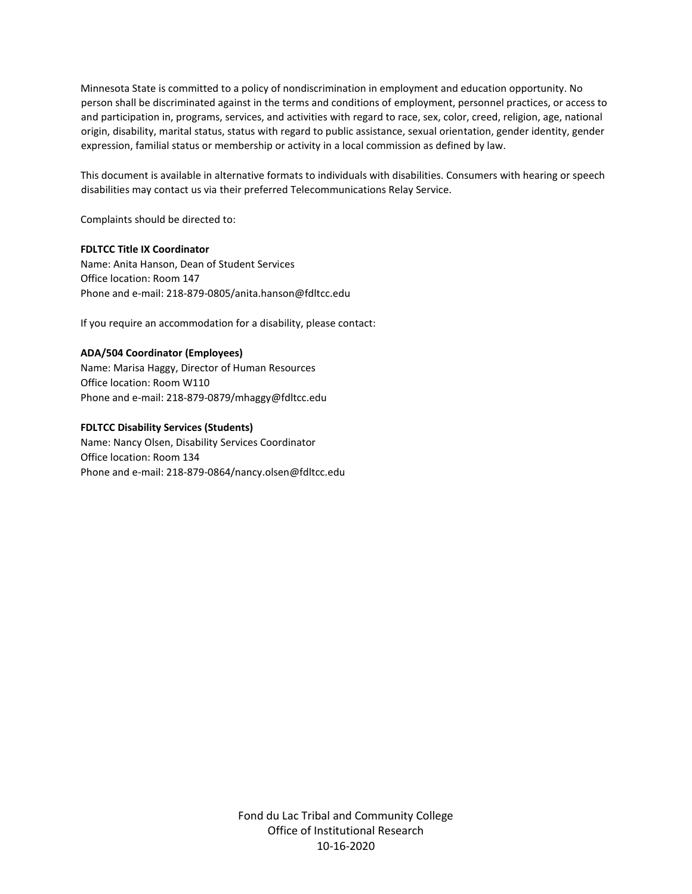Minnesota State is committed to a policy of nondiscrimination in employment and education opportunity. No person shall be discriminated against in the terms and conditions of employment, personnel practices, or access to and participation in, programs, services, and activities with regard to race, sex, color, creed, religion, age, national origin, disability, marital status, status with regard to public assistance, sexual orientation, gender identity, gender expression, familial status or membership or activity in a local commission as defined by law.

This document is available in alternative formats to individuals with disabilities. Consumers with hearing or speech disabilities may contact us via their preferred Telecommunications Relay Service.

Complaints should be directed to:

**FDLTCC Title IX Coordinator**
Name: Anita Hanson, Dean of Student Services
Office location: Room 147
Phone and e-mail: 218-879-0805/anita.hanson@fdltcc.edu

If you require an accommodation for a disability, please contact:

**ADA/504 Coordinator (Employees)**
Name: Marisa Haggy, Director of Human Resources
Office location: Room W110
Phone and e-mail: 218-879-0879/mhaggy@fdltcc.edu

**FDLTCC Disability Services (Students)**
Name: Nancy Olsen, Disability Services Coordinator
Office location: Room 134
Phone and e-mail: 218-879-0864/nancy.olsen@fdltcc.edu

Fond du Lac Tribal and Community College
Office of Institutional Research
10-16-2020